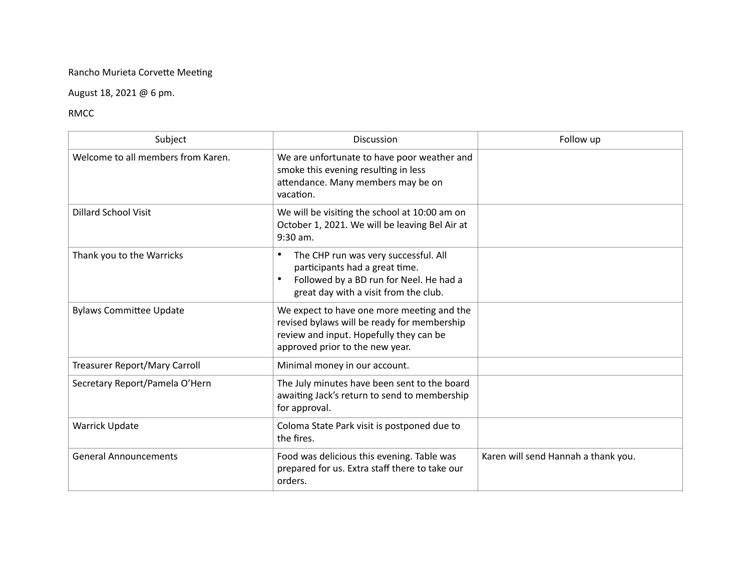Rancho Murieta Corvette Meeting

August 18, 2021 @ 6 pm.

RMCC

| Subject | Discussion | Follow up |
|---|---|---|
| Welcome to all members from Karen. | We are unfortunate to have poor weather and smoke this evening resulting in less attendance. Many members may be on vacation. | |
| Dillard School Visit | We will be visiting the school at 10:00 am on October 1, 2021. We will be leaving Bel Air at 9:30 am. | |
| Thank you to the Warricks | • The CHP run was very successful. All participants had a great time.<br>• Followed by a BD run for Neel. He had a great day with a visit from the club. | |
| Bylaws Committee Update | We expect to have one more meeting and the revised bylaws will be ready for membership review and input. Hopefully they can be approved prior to the new year. | |
| Treasurer Report/Mary Carroll | Minimal money in our account. | |
| Secretary Report/Pamela O'Hern | The July minutes have been sent to the board awaiting Jack's return to send to membership for approval. | |
| Warrick Update | Coloma State Park visit is postponed due to the fires. | |
| General Announcements | Food was delicious this evening. Table was prepared for us. Extra staff there to take our orders. | Karen will send Hannah a thank you. |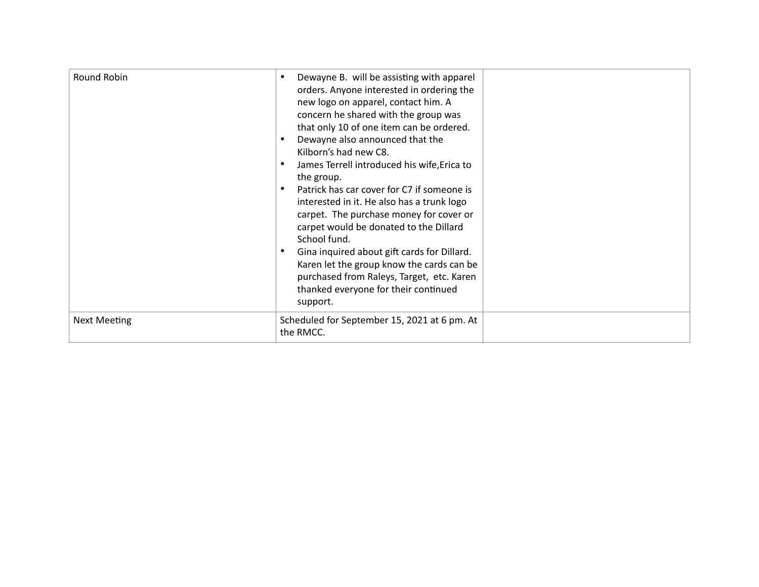| | | |
|---|---|---|
| Round Robin | • Dewayne B. will be assisting with apparel orders. Anyone interested in ordering the new logo on apparel, contact him. A concern he shared with the group was that only 10 of one item can be ordered.<br>• Dewayne also announced that the Kilborn's had new C8.<br>• James Terrell introduced his wife,Erica to the group.<br>• Patrick has car cover for C7 if someone is interested in it. He also has a trunk logo carpet. The purchase money for cover or carpet would be donated to the Dillard School fund.<br>• Gina inquired about gift cards for Dillard. Karen let the group know the cards can be purchased from Raleys, Target, etc. Karen thanked everyone for their continued support. | |
| Next Meeting | Scheduled for September 15, 2021 at 6 pm. At the RMCC. | |